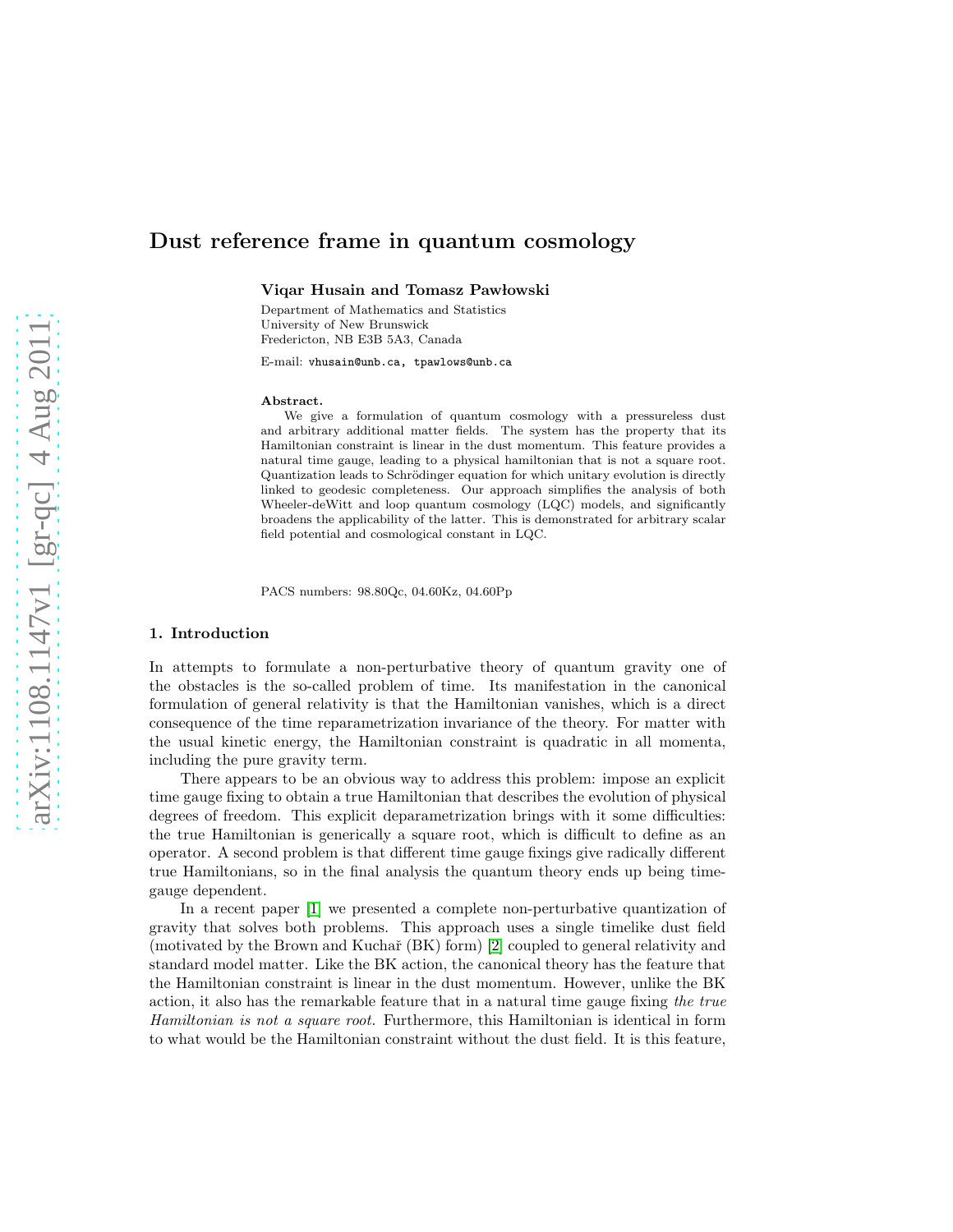# Dust reference frame in quantum cosmology

**Viqar Husain and Tomasz Pawłowski**

Department of Mathematics and Statistics
University of New Brunswick
Fredericton, NB E3B 5A3, Canada

E-mail: vhusain@unb.ca, tpawlows@unb.ca

**Abstract.** We give a formulation of quantum cosmology with a pressureless dust and arbitrary additional matter fields. The system has the property that its Hamiltonian constraint is linear in the dust momentum. This feature provides a natural time gauge, leading to a physical hamiltonian that is not a square root. Quantization leads to Schrödinger equation for which unitary evolution is directly linked to geodesic completeness. Our approach simplifies the analysis of both Wheeler-deWitt and loop quantum cosmology (LQC) models, and significantly broadens the applicability of the latter. This is demonstrated for arbitrary scalar field potential and cosmological constant in LQC.

PACS numbers: 98.80Qc, 04.60Kz, 04.60Pp

## 1. Introduction

In attempts to formulate a non-perturbative theory of quantum gravity one of the obstacles is the so-called problem of time. Its manifestation in the canonical formulation of general relativity is that the Hamiltonian vanishes, which is a direct consequence of the time reparametrization invariance of the theory. For matter with the usual kinetic energy, the Hamiltonian constraint is quadratic in all momenta, including the pure gravity term.

There appears to be an obvious way to address this problem: impose an explicit time gauge fixing to obtain a true Hamiltonian that describes the evolution of physical degrees of freedom. This explicit deparametrization brings with it some difficulties: the true Hamiltonian is generically a square root, which is difficult to define as an operator. A second problem is that different time gauge fixings give radically different true Hamiltonians, so in the final analysis the quantum theory ends up being time-gauge dependent.

In a recent paper [1] we presented a complete non-perturbative quantization of gravity that solves both problems. This approach uses a single timelike dust field (motivated by the Brown and Kuchař (BK) form) [2] coupled to general relativity and standard model matter. Like the BK action, the canonical theory has the feature that the Hamiltonian constraint is linear in the dust momentum. However, unlike the BK action, it also has the remarkable feature that in a natural time gauge fixing *the true Hamiltonian is not a square root.* Furthermore, this Hamiltonian is identical in form to what would be the Hamiltonian constraint without the dust field. It is this feature,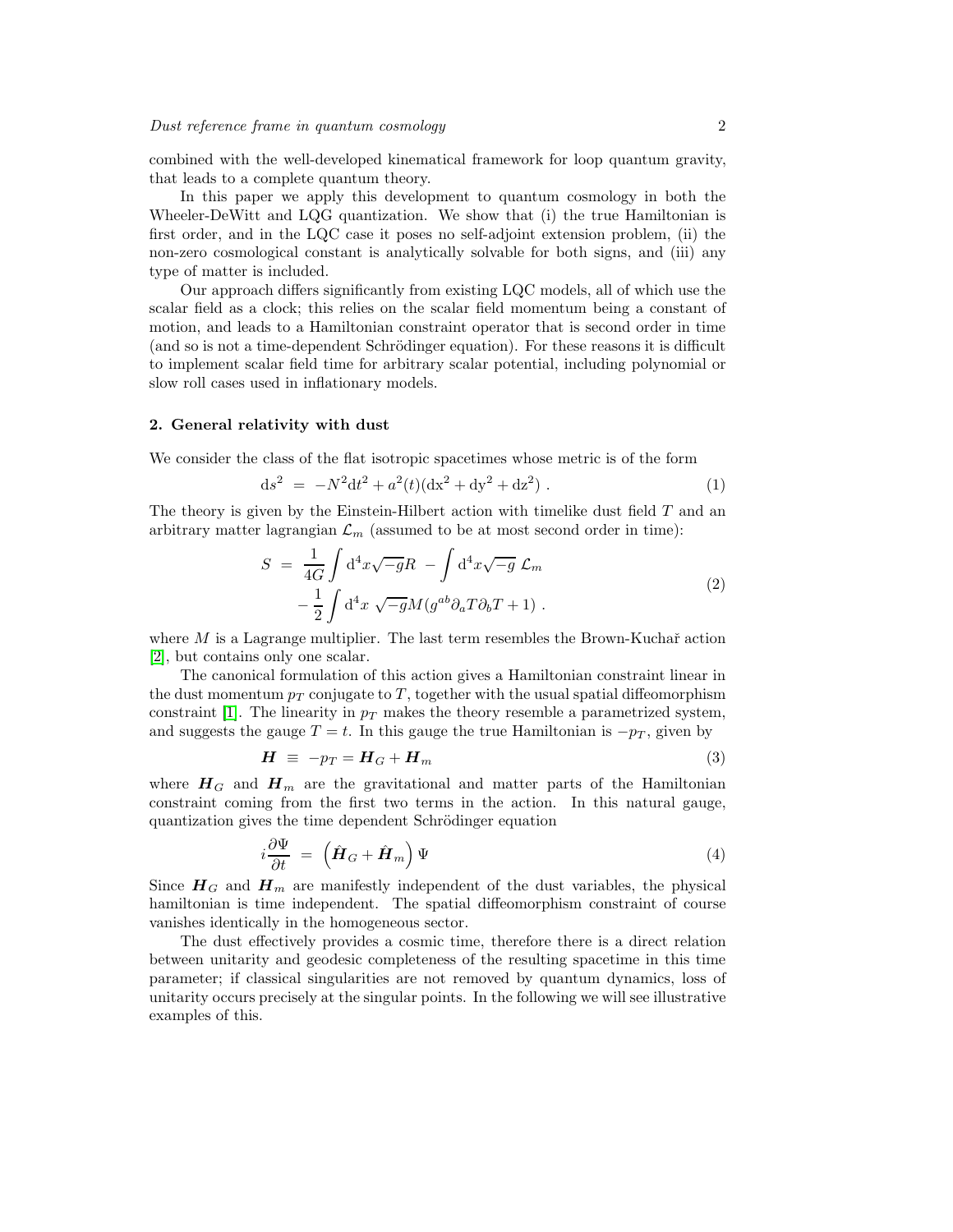combined with the well-developed kinematical framework for loop quantum gravity, that leads to a complete quantum theory.

In this paper we apply this development to quantum cosmology in both the Wheeler-DeWitt and LQG quantization. We show that (i) the true Hamiltonian is first order, and in the LQC case it poses no self-adjoint extension problem, (ii) the non-zero cosmological constant is analytically solvable for both signs, and (iii) any type of matter is included.

Our approach differs significantly from existing LQC models, all of which use the scalar field as a clock; this relies on the scalar field momentum being a constant of motion, and leads to a Hamiltonian constraint operator that is second order in time (and so is not a time-dependent Schrödinger equation). For these reasons it is difficult to implement scalar field time for arbitrary scalar potential, including polynomial or slow roll cases used in inflationary models.

## 2. General relativity with dust

We consider the class of the flat isotropic spacetimes whose metric is of the form

$$\mathrm{d}s^2 \;=\; -N^2\mathrm{d}t^2 + a^2(t)(\mathrm{d}x^2 + \mathrm{d}y^2 + \mathrm{d}z^2)\ . \tag{1}$$

The theory is given by the Einstein-Hilbert action with timelike dust field $T$ and an arbitrary matter lagrangian $\mathcal{L}_m$ (assumed to be at most second order in time):

$$\begin{aligned} S \;=\; & \frac{1}{4G}\int \mathrm{d}^4x\sqrt{-g}R \;-\int \mathrm{d}^4x\sqrt{-g}\ \mathcal{L}_m \\ & -\frac{1}{2}\int \mathrm{d}^4x\ \sqrt{-g}M(g^{ab}\partial_a T\partial_b T + 1)\ . \end{aligned} \tag{2}$$

where $M$ is a Lagrange multiplier. The last term resembles the Brown-Kuchař action [2], but contains only one scalar.

The canonical formulation of this action gives a Hamiltonian constraint linear in the dust momentum $p_T$ conjugate to $T$, together with the usual spatial diffeomorphism constraint [1]. The linearity in $p_T$ makes the theory resemble a parametrized system, and suggests the gauge $T = t$. In this gauge the true Hamiltonian is $-p_T$, given by

$$\boldsymbol{H} \;\equiv\; -p_T = \boldsymbol{H}_G + \boldsymbol{H}_m \tag{3}$$

where $\boldsymbol{H}_G$ and $\boldsymbol{H}_m$ are the gravitational and matter parts of the Hamiltonian constraint coming from the first two terms in the action. In this natural gauge, quantization gives the time dependent Schrödinger equation

$$i\frac{\partial\Psi}{\partial t} \;=\; \left(\hat{\boldsymbol{H}}_G + \hat{\boldsymbol{H}}_m\right)\Psi \tag{4}$$

Since $\boldsymbol{H}_G$ and $\boldsymbol{H}_m$ are manifestly independent of the dust variables, the physical hamiltonian is time independent. The spatial diffeomorphism constraint of course vanishes identically in the homogeneous sector.

The dust effectively provides a cosmic time, therefore there is a direct relation between unitarity and geodesic completeness of the resulting spacetime in this time parameter; if classical singularities are not removed by quantum dynamics, loss of unitarity occurs precisely at the singular points. In the following we will see illustrative examples of this.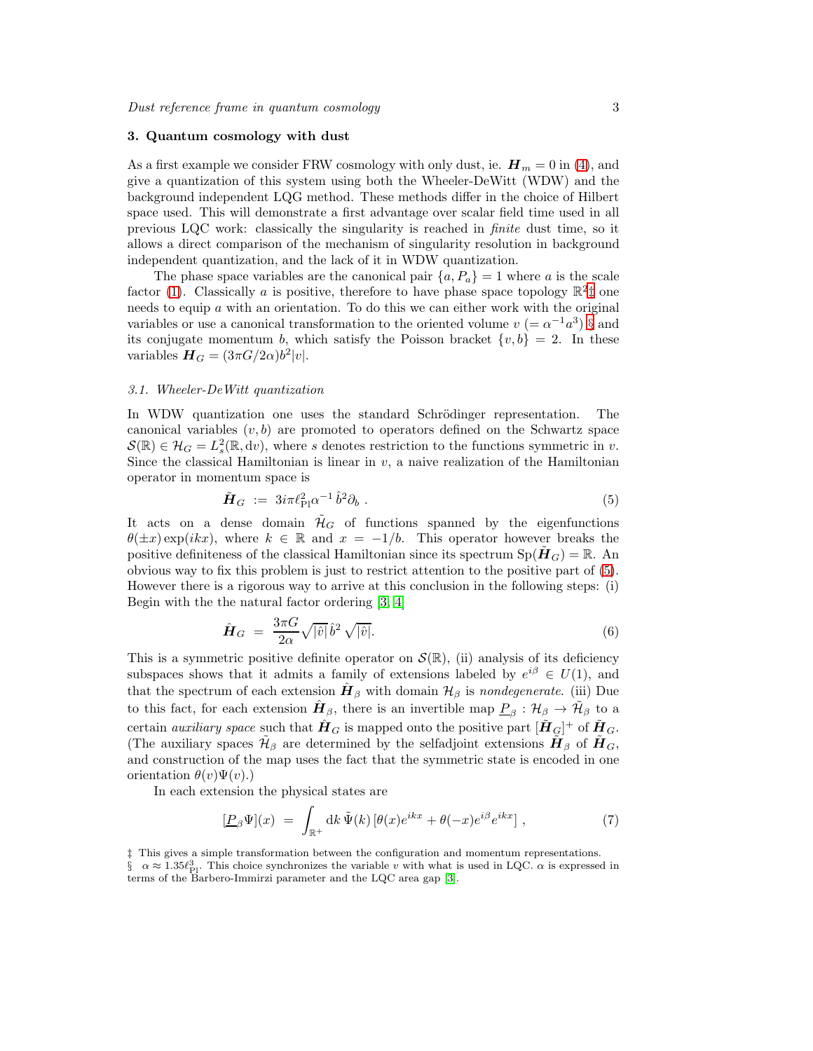## 3. Quantum cosmology with dust

As a first example we consider FRW cosmology with only dust, ie. $\boldsymbol{H}_m = 0$ in (4), and give a quantization of this system using both the Wheeler-DeWitt (WDW) and the background independent LQG method. These methods differ in the choice of Hilbert space used. This will demonstrate a first advantage over scalar field time used in all previous LQC work: classically the singularity is reached in *finite* dust time, so it allows a direct comparison of the mechanism of singularity resolution in background independent quantization, and the lack of it in WDW quantization.

The phase space variables are the canonical pair $\{a, P_a\} = 1$ where $a$ is the scale factor (1). Classically $a$ is positive, therefore to have phase space topology $\mathbb{R}^2$‡ one needs to equip $a$ with an orientation. To do this we can either work with the original variables or use a canonical transformation to the oriented volume $v$ $(= \alpha^{-1}a^3)$ § and its conjugate momentum $b$, which satisfy the Poisson bracket $\{v, b\} = 2$. In these variables $\boldsymbol{H}_G = (3\pi G/2\alpha)b^2|v|$.

### 3.1. Wheeler-DeWitt quantization

In WDW quantization one uses the standard Schrödinger representation. The canonical variables $(v, b)$ are promoted to operators defined on the Schwartz space $\mathcal{S}(\mathbb{R}) \in \mathcal{H}_G = L^2_s(\mathbb{R}, \mathrm{d}v)$, where $s$ denotes restriction to the functions symmetric in $v$. Since the classical Hamiltonian is linear in $v$, a naive realization of the Hamiltonian operator in momentum space is

$$\tilde{\boldsymbol{H}}_G \;:=\; 3i\pi\ell_{\mathrm{Pl}}^2\alpha^{-1}\,\hat{b}^2\partial_b\ . \tag{5}$$

It acts on a dense domain $\tilde{\mathcal{H}}_G$ of functions spanned by the eigenfunctions $\theta(\pm x)\exp(ikx)$, where $k \in \mathbb{R}$ and $x = -1/b$. This operator however breaks the positive definiteness of the classical Hamiltonian since its spectrum $\mathrm{Sp}(\tilde{\boldsymbol{H}}_G) = \mathbb{R}$. An obvious way to fix this problem is just to restrict attention to the positive part of (5). However there is a rigorous way to arrive at this conclusion in the following steps: (i) Begin with the the natural factor ordering [3, 4]

$$\hat{\boldsymbol{H}}_G \;=\; \frac{3\pi G}{2\alpha}\sqrt{|\hat{v}|}\,\hat{b}^2\,\sqrt{|\hat{v}|}. \tag{6}$$

This is a symmetric positive definite operator on $\mathcal{S}(\mathbb{R})$, (ii) analysis of its deficiency subspaces shows that it admits a family of extensions labeled by $e^{i\beta} \in U(1)$, and that the spectrum of each extension $\hat{\boldsymbol{H}}_\beta$ with domain $\mathcal{H}_\beta$ is *nondegenerate*. (iii) Due to this fact, for each extension $\hat{\boldsymbol{H}}_\beta$, there is an invertible map $\underline{P}_\beta : \mathcal{H}_\beta \to \tilde{\mathcal{H}}_\beta$ to a certain *auxiliary space* such that $\hat{\boldsymbol{H}}_G$ is mapped onto the positive part $[\tilde{\boldsymbol{H}}_G]^+$ of $\tilde{\boldsymbol{H}}_G$. (The auxiliary spaces $\tilde{\mathcal{H}}_\beta$ are determined by the selfadjoint extensions $\tilde{\boldsymbol{H}}_\beta$ of $\tilde{\boldsymbol{H}}_G$, and construction of the map uses the fact that the symmetric state is encoded in one orientation $\theta(v)\Psi(v)$.)

In each extension the physical states are

$$[\underline{P}_\beta\Psi](x) \;=\; \int_{\mathbb{R}^+}\mathrm{d}k\;\tilde{\Psi}(k)\,[\theta(x)e^{ikx} + \theta(-x)e^{i\beta}e^{ikx}]\ , \tag{7}$$

‡ This gives a simple transformation between the configuration and momentum representations.

§ $\alpha \approx 1.35\ell_{\mathrm{Pl}}^3$. This choice synchronizes the variable $v$ with what is used in LQC. $\alpha$ is expressed in terms of the Barbero-Immirzi parameter and the LQC area gap [3].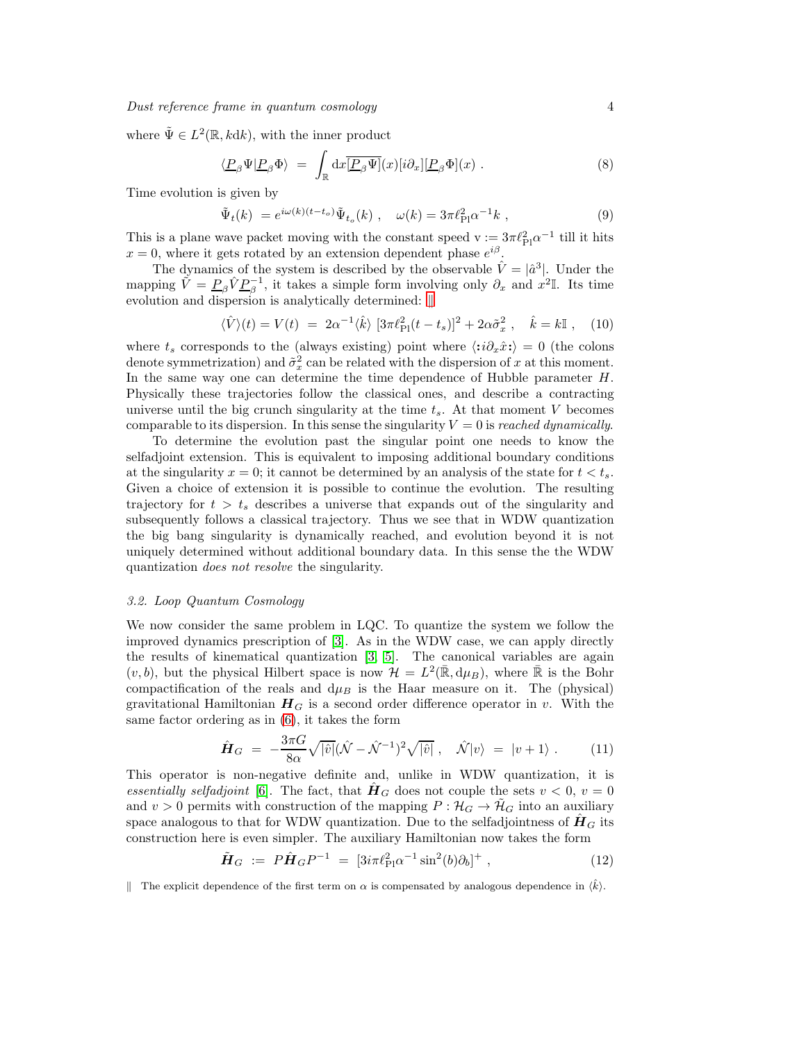where $\tilde{\Psi} \in L^2(\mathbb{R}, k\mathrm{d}k)$, with the inner product

$$\langle \underline{P}_\beta \Psi | \underline{P}_\beta \Phi \rangle \ = \ \int_{\mathbb{R}} \mathrm{d}x \overline{[\underline{P}_\beta \Psi]}(x) [i\partial_x] [\underline{P}_\beta \Phi](x) \ . \tag{8}$$

Time evolution is given by

$$\tilde{\Psi}_t(k) \ = e^{i\omega(k)(t-t_o)} \tilde{\Psi}_{t_o}(k) \ , \quad \omega(k) = 3\pi\ell_{\mathrm{Pl}}^2 \alpha^{-1} k \ , \tag{9}$$

This is a plane wave packet moving with the constant speed $\mathrm{v} := 3\pi\ell_{\mathrm{Pl}}^2\alpha^{-1}$ till it hits $x = 0$, where it gets rotated by an extension dependent phase $e^{i\beta}$.

The dynamics of the system is described by the observable $\hat{V} = |\hat{a}^3|$. Under the mapping $\tilde{V} = \underline{P}_\beta \hat{V} \underline{P}_\beta^{-1}$, it takes a simple form involving only $\partial_x$ and $x^2\mathbb{I}$. Its time evolution and dispersion is analytically determined: ‖

$$\langle \hat{V} \rangle(t) = V(t) \ = \ 2\alpha^{-1} \langle \hat{k} \rangle \ [3\pi\ell_{\mathrm{Pl}}^2 (t - t_s)]^2 + 2\alpha\tilde{\sigma}_x^2 \ , \quad \hat{k} = k\mathbb{I} \ , \tag{10}$$

where $t_s$ corresponds to the (always existing) point where $\langle :i\partial_x \hat{x}: \rangle = 0$ (the colons denote symmetrization) and $\tilde{\sigma}_x^2$ can be related with the dispersion of $x$ at this moment. In the same way one can determine the time dependence of Hubble parameter $H$. Physically these trajectories follow the classical ones, and describe a contracting universe until the big crunch singularity at the time $t_s$. At that moment $V$ becomes comparable to its dispersion. In this sense the singularity $V = 0$ is *reached dynamically*.

To determine the evolution past the singular point one needs to know the selfadjoint extension. This is equivalent to imposing additional boundary conditions at the singularity $x = 0$; it cannot be determined by an analysis of the state for $t < t_s$. Given a choice of extension it is possible to continue the evolution. The resulting trajectory for $t > t_s$ describes a universe that expands out of the singularity and subsequently follows a classical trajectory. Thus we see that in WDW quantization the big bang singularity is dynamically reached, and evolution beyond it is not uniquely determined without additional boundary data. In this sense the the WDW quantization *does not resolve* the singularity.

### 3.2. Loop Quantum Cosmology

We now consider the same problem in LQC. To quantize the system we follow the improved dynamics prescription of [3]. As in the WDW case, we can apply directly the results of kinematical quantization [3, 5]. The canonical variables are again $(v, b)$, but the physical Hilbert space is now $\mathcal{H} = L^2(\bar{\mathbb{R}}, \mathrm{d}\mu_B)$, where $\bar{\mathbb{R}}$ is the Bohr compactification of the reals and $\mathrm{d}\mu_B$ is the Haar measure on it. The (physical) gravitational Hamiltonian $\boldsymbol{H}_G$ is a second order difference operator in $v$. With the same factor ordering as in (6), it takes the form

$$\hat{\boldsymbol{H}}_G \ = \ -\frac{3\pi G}{8\alpha} \sqrt{|\hat{v}|} (\hat{\mathcal{N}} - \hat{\mathcal{N}}^{-1})^2 \sqrt{|\hat{v}|} \ , \quad \hat{\mathcal{N}}|v\rangle \ = \ |v+1\rangle \ . \tag{11}$$

This operator is non-negative definite and, unlike in WDW quantization, it is *essentially selfadjoint* [6]. The fact, that $\hat{\boldsymbol{H}}_G$ does not couple the sets $v < 0$, $v = 0$ and $v > 0$ permits with construction of the mapping $P : \mathcal{H}_G \to \tilde{\mathcal{H}}_G$ into an auxiliary space analogous to that for WDW quantization. Due to the selfadjointness of $\hat{\boldsymbol{H}}_G$ its construction here is even simpler. The auxiliary Hamiltonian now takes the form

$$\tilde{\boldsymbol{H}}_G \ := \ P\hat{\boldsymbol{H}}_G P^{-1} \ = \ [3i\pi\ell_{\mathrm{Pl}}^2\alpha^{-1}\sin^2(b)\partial_b]^+ \ , \tag{12}$$

‖ The explicit dependence of the first term on $\alpha$ is compensated by analogous dependence in $\langle \hat{k} \rangle$.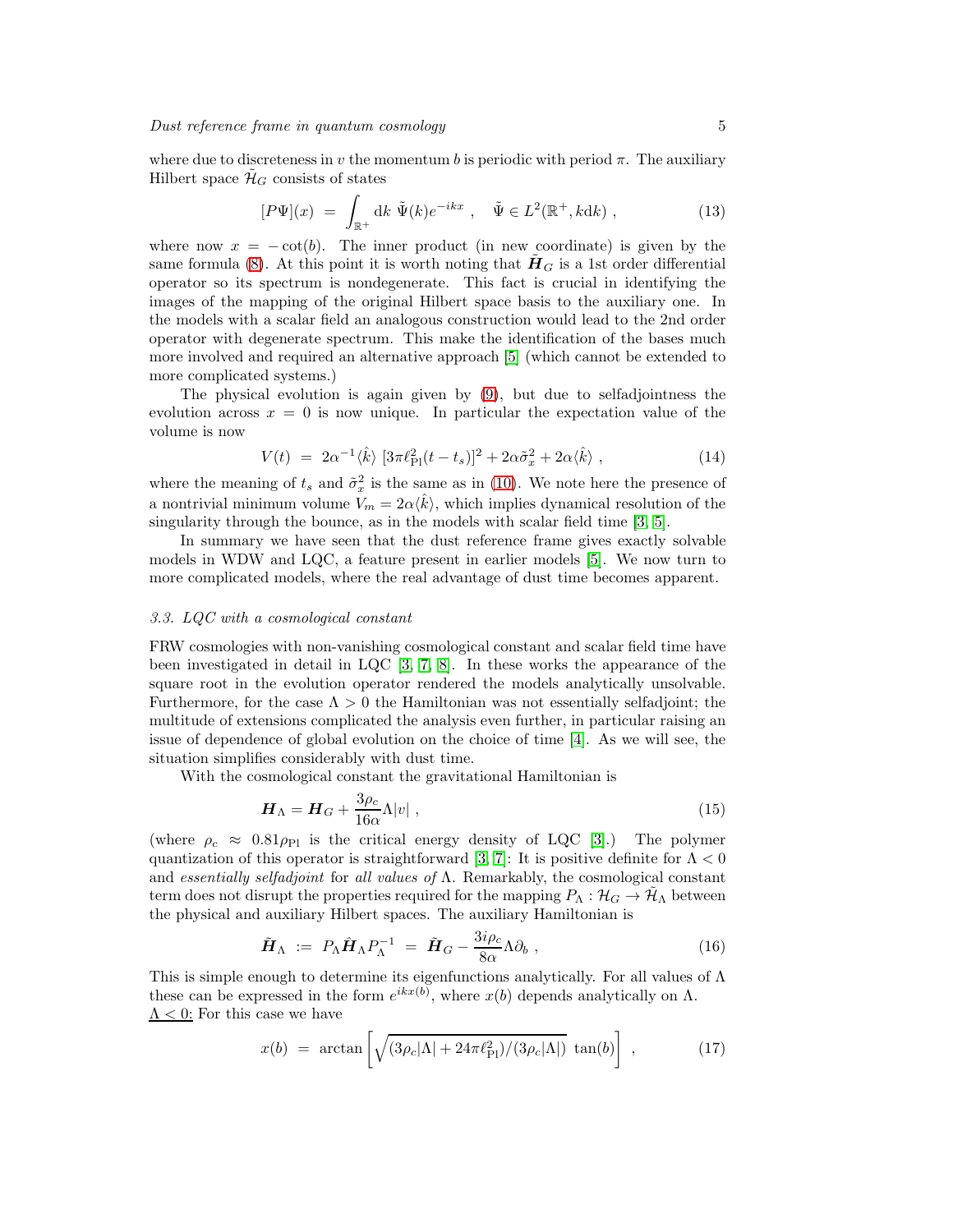where due to discreteness in $v$ the momentum $b$ is periodic with period $\pi$. The auxiliary Hilbert space $\tilde{\mathcal{H}}_G$ consists of states

$$[P\Psi](x) \ = \ \int_{\mathbb{R}^+} \mathrm{d}k \ \tilde{\Psi}(k) e^{-ikx} \ , \quad \tilde{\Psi} \in L^2(\mathbb{R}^+, k\mathrm{d}k) \ , \tag{13}$$

where now $x = -\cot(b)$. The inner product (in new coordinate) is given by the same formula (8). At this point it is worth noting that $\tilde{\boldsymbol{H}}_G$ is a 1st order differential operator so its spectrum is nondegenerate. This fact is crucial in identifying the images of the mapping of the original Hilbert space basis to the auxiliary one. In the models with a scalar field an analogous construction would lead to the 2nd order operator with degenerate spectrum. This make the identification of the bases much more involved and required an alternative approach [5] (which cannot be extended to more complicated systems.)

The physical evolution is again given by (9), but due to selfadjointness the evolution across $x = 0$ is now unique. In particular the expectation value of the volume is now

$$V(t) \ = \ 2\alpha^{-1}\langle\hat{k}\rangle \ [3\pi\ell_{\mathrm{Pl}}^2(t-t_s)]^2 + 2\alpha\tilde{\sigma}_x^2 + 2\alpha\langle\hat{k}\rangle \ , \tag{14}$$

where the meaning of $t_s$ and $\tilde{\sigma}_x^2$ is the same as in (10). We note here the presence of a nontrivial minimum volume $V_m = 2\alpha\langle\hat{k}\rangle$, which implies dynamical resolution of the singularity through the bounce, as in the models with scalar field time [3, 5].

In summary we have seen that the dust reference frame gives exactly solvable models in WDW and LQC, a feature present in earlier models [5]. We now turn to more complicated models, where the real advantage of dust time becomes apparent.

### *3.3. LQC with a cosmological constant*

FRW cosmologies with non-vanishing cosmological constant and scalar field time have been investigated in detail in LQC [3, 7, 8]. In these works the appearance of the square root in the evolution operator rendered the models analytically unsolvable. Furthermore, for the case $\Lambda > 0$ the Hamiltonian was not essentially selfadjoint; the multitude of extensions complicated the analysis even further, in particular raising an issue of dependence of global evolution on the choice of time [4]. As we will see, the situation simplifies considerably with dust time.

With the cosmological constant the gravitational Hamiltonian is

$$\boldsymbol{H}_\Lambda = \boldsymbol{H}_G + \frac{3\rho_c}{16\alpha}\Lambda|v| \ , \tag{15}$$

(where $\rho_c \approx 0.81\rho_{\mathrm{Pl}}$ is the critical energy density of LQC [3].) The polymer quantization of this operator is straightforward [3, 7]: It is positive definite for $\Lambda < 0$ and *essentially selfadjoint* for *all values of* $\Lambda$. Remarkably, the cosmological constant term does not disrupt the properties required for the mapping $P_\Lambda : \mathcal{H}_G \to \tilde{\mathcal{H}}_\Lambda$ between the physical and auxiliary Hilbert spaces. The auxiliary Hamiltonian is

$$\tilde{\boldsymbol{H}}_\Lambda \ := \ P_\Lambda \hat{\boldsymbol{H}}_\Lambda P_\Lambda^{-1} \ = \ \tilde{\boldsymbol{H}}_G - \frac{3i\rho_c}{8\alpha}\Lambda\partial_b \ , \tag{16}$$

This is simple enough to determine its eigenfunctions analytically. For all values of $\Lambda$ these can be expressed in the form $e^{ikx(b)}$, where $x(b)$ depends analytically on $\Lambda$.

<u>$\Lambda < 0$:</u> For this case we have

$$x(b) \ = \ \arctan\left[\sqrt{(3\rho_c|\Lambda| + 24\pi\ell_{\mathrm{Pl}}^2)/(3\rho_c|\Lambda|)} \ \tan(b)\right] \ , \tag{17}$$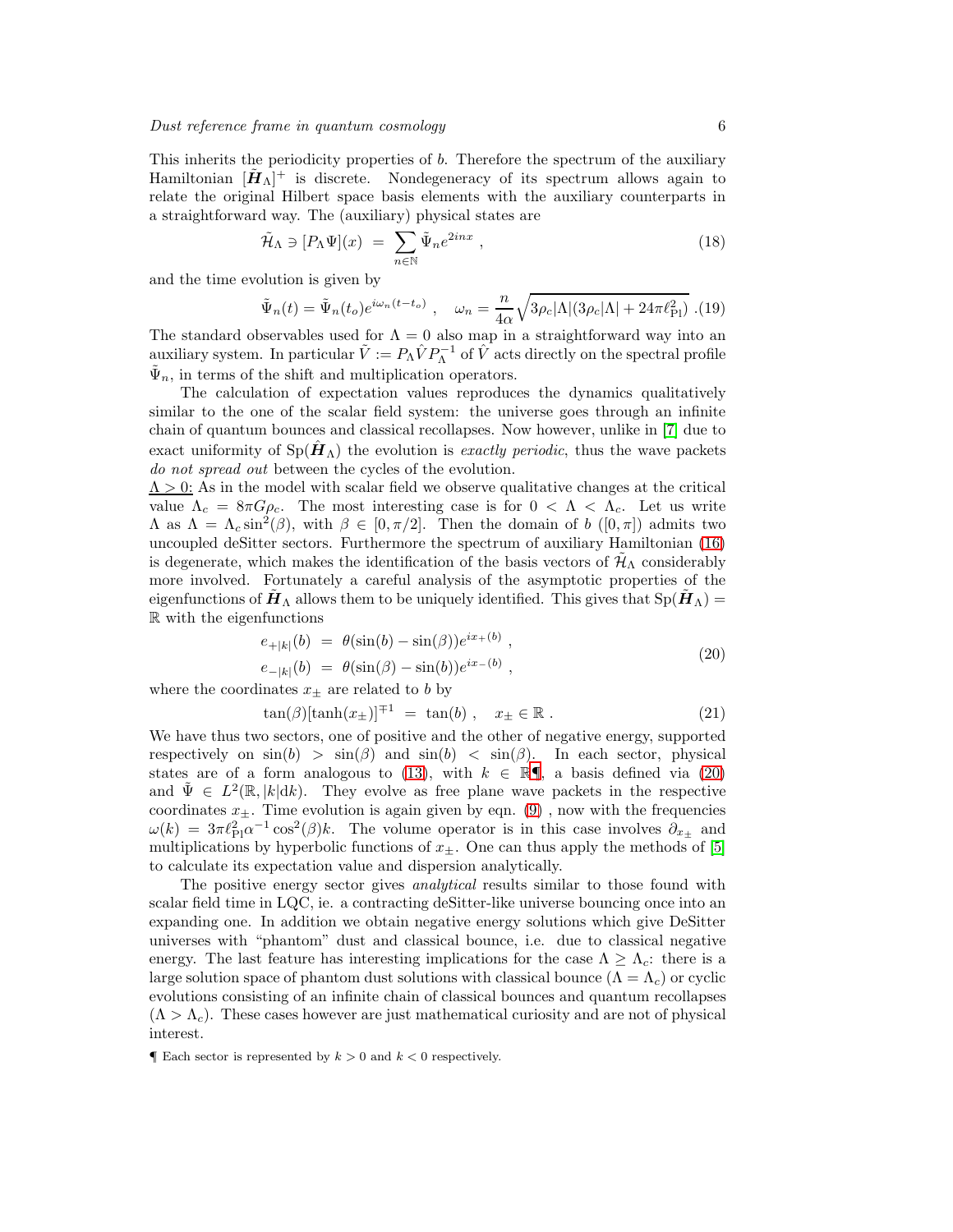This inherits the periodicity properties of $b$. Therefore the spectrum of the auxiliary Hamiltonian $[\tilde{\boldsymbol{H}}_\Lambda]^+$ is discrete. Nondegeneracy of its spectrum allows again to relate the original Hilbert space basis elements with the auxiliary counterparts in a straightforward way. The (auxiliary) physical states are

$$\tilde{\mathcal{H}}_\Lambda \ni [P_\Lambda \Psi](x) \;=\; \sum_{n\in\mathbb{N}} \tilde{\Psi}_n e^{2inx} \ , \tag{18}$$

and the time evolution is given by

$$\tilde{\Psi}_n(t) = \tilde{\Psi}_n(t_o) e^{i\omega_n(t-t_o)} \ , \quad \omega_n = \frac{n}{4\alpha}\sqrt{3\rho_c|\Lambda|(3\rho_c|\Lambda| + 24\pi\ell_{\rm Pl}^2)} \ . \tag{19}$$

The standard observables used for $\Lambda = 0$ also map in a straightforward way into an auxiliary system. In particular $\tilde{V} := P_\Lambda \hat{V} P_\Lambda^{-1}$ of $\hat{V}$ acts directly on the spectral profile $\tilde{\Psi}_n$, in terms of the shift and multiplication operators.

The calculation of expectation values reproduces the dynamics qualitatively similar to the one of the scalar field system: the universe goes through an infinite chain of quantum bounces and classical recollapses. Now however, unlike in [7] due to exact uniformity of $\mathrm{Sp}(\hat{\boldsymbol{H}}_\Lambda)$ the evolution is *exactly periodic*, thus the wave packets *do not spread out* between the cycles of the evolution.

$\Lambda > 0$: As in the model with scalar field we observe qualitative changes at the critical value $\Lambda_c = 8\pi G\rho_c$. The most interesting case is for $0 < \Lambda < \Lambda_c$. Let us write $\Lambda$ as $\Lambda = \Lambda_c \sin^2(\beta)$, with $\beta \in [0, \pi/2]$. Then the domain of $b$ ($[0,\pi]$) admits two uncoupled deSitter sectors. Furthermore the spectrum of auxiliary Hamiltonian (16) is degenerate, which makes the identification of the basis vectors of $\tilde{\mathcal{H}}_\Lambda$ considerably more involved. Fortunately a careful analysis of the asymptotic properties of the eigenfunctions of $\tilde{\boldsymbol{H}}_\Lambda$ allows them to be uniquely identified. This gives that $\mathrm{Sp}(\tilde{\boldsymbol{H}}_\Lambda) = \mathbb{R}$ with the eigenfunctions

$$\begin{aligned} e_{+|k|}(b) \;&=\; \theta(\sin(b) - \sin(\beta)) e^{ix_+(b)} \ , \\ e_{-|k|}(b) \;&=\; \theta(\sin(\beta) - \sin(b)) e^{ix_-(b)} \ , \end{aligned} \tag{20}$$

where the coordinates $x_\pm$ are related to $b$ by

$$\tan(\beta)[\tanh(x_\pm)]^{\mp 1} \;=\; \tan(b) \ , \quad x_\pm \in \mathbb{R} \ . \tag{21}$$

We have thus two sectors, one of positive and the other of negative energy, supported respectively on $\sin(b) > \sin(\beta)$ and $\sin(b) < \sin(\beta)$. In each sector, physical states are of a form analogous to (13), with $k \in \mathbb{R}$¶, a basis defined via (20) and $\tilde{\Psi} \in L^2(\mathbb{R}, |k|\mathrm{d}k)$. They evolve as free plane wave packets in the respective coordinates $x_\pm$. Time evolution is again given by eqn. (9) , now with the frequencies $\omega(k) = 3\pi\ell_{\rm Pl}^2\alpha^{-1}\cos^2(\beta)k$. The volume operator is in this case involves $\partial_{x_\pm}$ and multiplications by hyperbolic functions of $x_\pm$. One can thus apply the methods of [5] to calculate its expectation value and dispersion analytically.

The positive energy sector gives *analytical* results similar to those found with scalar field time in LQC, ie. a contracting deSitter-like universe bouncing once into an expanding one. In addition we obtain negative energy solutions which give DeSitter universes with "phantom" dust and classical bounce, i.e. due to classical negative energy. The last feature has interesting implications for the case $\Lambda \geq \Lambda_c$: there is a large solution space of phantom dust solutions with classical bounce ($\Lambda = \Lambda_c$) or cyclic evolutions consisting of an infinite chain of classical bounces and quantum recollapses ($\Lambda > \Lambda_c$). These cases however are just mathematical curiosity and are not of physical interest.

¶ Each sector is represented by $k > 0$ and $k < 0$ respectively.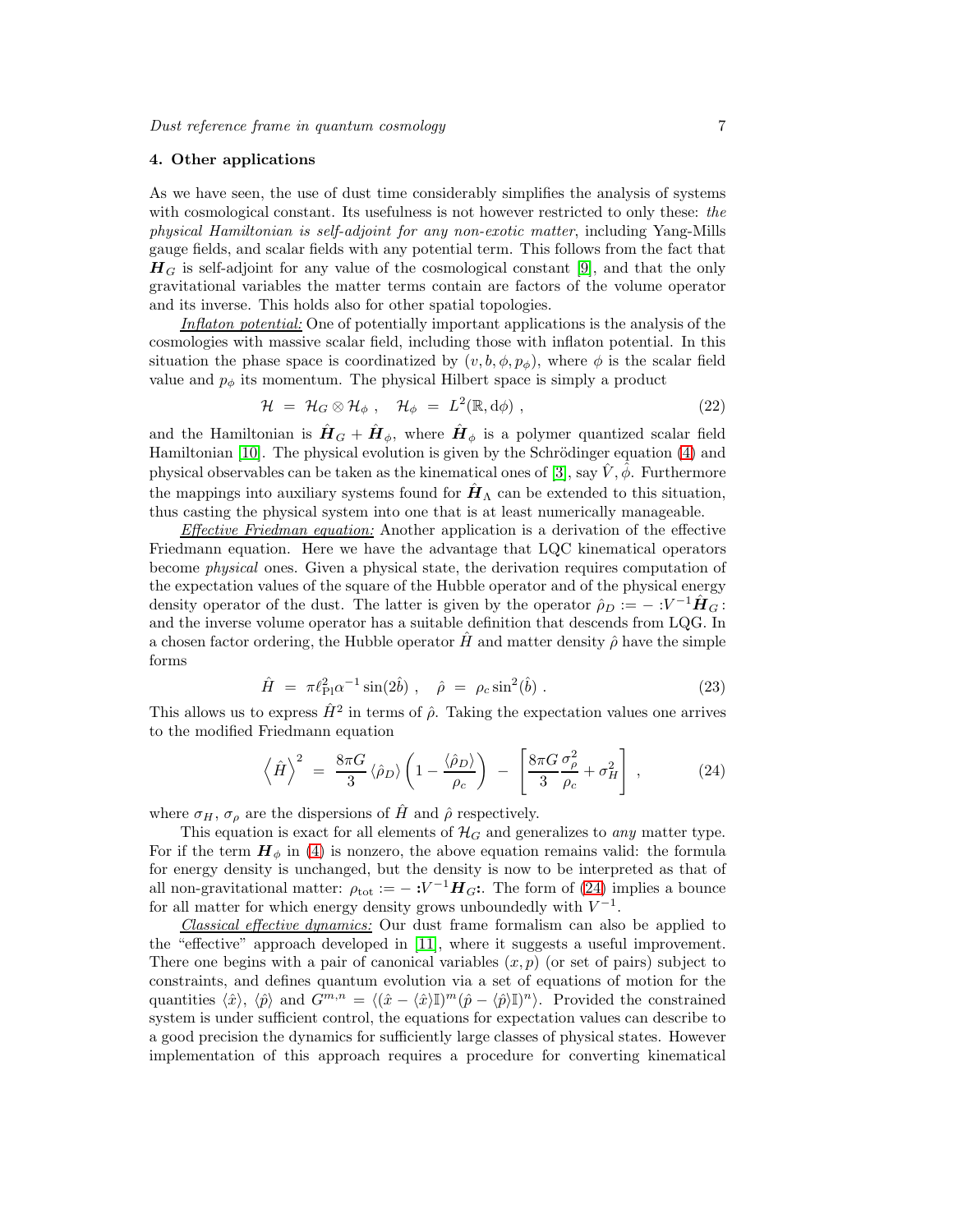## 4. Other applications

As we have seen, the use of dust time considerably simplifies the analysis of systems with cosmological constant. Its usefulness is not however restricted to only these: *the physical Hamiltonian is self-adjoint for any non-exotic matter*, including Yang-Mills gauge fields, and scalar fields with any potential term. This follows from the fact that $\boldsymbol{H}_G$ is self-adjoint for any value of the cosmological constant [9], and that the only gravitational variables the matter terms contain are factors of the volume operator and its inverse. This holds also for other spatial topologies.

*Inflaton potential:* One of potentially important applications is the analysis of the cosmologies with massive scalar field, including those with inflaton potential. In this situation the phase space is coordinatized by $(v, b, \phi, p_\phi)$, where $\phi$ is the scalar field value and $p_\phi$ its momentum. The physical Hilbert space is simply a product

$$\mathcal{H} \ = \ \mathcal{H}_G \otimes \mathcal{H}_\phi \ , \quad \mathcal{H}_\phi \ = \ L^2(\mathbb{R}, \mathrm{d}\phi) \ , \tag{22}$$

and the Hamiltonian is $\hat{\boldsymbol{H}}_G + \hat{\boldsymbol{H}}_\phi$, where $\hat{\boldsymbol{H}}_\phi$ is a polymer quantized scalar field Hamiltonian [10]. The physical evolution is given by the Schrödinger equation (4) and physical observables can be taken as the kinematical ones of [3], say $\hat{V}, \hat{\phi}$. Furthermore the mappings into auxiliary systems found for $\hat{\boldsymbol{H}}_\Lambda$ can be extended to this situation, thus casting the physical system into one that is at least numerically manageable.

*Effective Friedman equation:* Another application is a derivation of the effective Friedmann equation. Here we have the advantage that LQC kinematical operators become *physical* ones. Given a physical state, the derivation requires computation of the expectation values of the square of the Hubble operator and of the physical energy density operator of the dust. The latter is given by the operator $\hat{\rho}_D := -:V^{-1}\hat{\boldsymbol{H}}_G:$ and the inverse volume operator has a suitable definition that descends from LQG. In a chosen factor ordering, the Hubble operator $\hat{H}$ and matter density $\hat{\rho}$ have the simple forms

$$\hat{H} \ = \ \pi \ell_{\rm Pl}^2 \alpha^{-1} \sin(2\hat{b}) \ , \quad \hat{\rho} \ = \ \rho_c \sin^2(\hat{b}) \ . \tag{23}$$

This allows us to express $\hat{H}^2$ in terms of $\hat{\rho}$. Taking the expectation values one arrives to the modified Friedmann equation

$$\left\langle \hat{H} \right\rangle^2 \ = \ \frac{8\pi G}{3} \langle \hat{\rho}_D \rangle \left( 1 - \frac{\langle \hat{\rho}_D \rangle}{\rho_c} \right) \ - \ \left[ \frac{8\pi G}{3} \frac{\sigma_\rho^2}{\rho_c} + \sigma_H^2 \right] \ , \tag{24}$$

where $\sigma_H$, $\sigma_\rho$ are the dispersions of $\hat{H}$ and $\hat{\rho}$ respectively.

This equation is exact for all elements of $\mathcal{H}_G$ and generalizes to *any* matter type. For if the term $\boldsymbol{H}_\phi$ in (4) is nonzero, the above equation remains valid: the formula for energy density is unchanged, but the density is now to be interpreted as that of all non-gravitational matter: $\rho_{\rm tot} := -:V^{-1}\boldsymbol{H}_G:$. The form of (24) implies a bounce for all matter for which energy density grows unboundedly with $V^{-1}$.

*Classical effective dynamics:* Our dust frame formalism can also be applied to the "effective" approach developed in [11], where it suggests a useful improvement. There one begins with a pair of canonical variables $(x, p)$ (or set of pairs) subject to constraints, and defines quantum evolution via a set of equations of motion for the quantities $\langle \hat{x} \rangle$, $\langle \hat{p} \rangle$ and $G^{m,n} = \langle (\hat{x} - \langle \hat{x} \rangle \mathbb{I})^m (\hat{p} - \langle \hat{p} \rangle \mathbb{I})^n \rangle$. Provided the constrained system is under sufficient control, the equations for expectation values can describe to a good precision the dynamics for sufficiently large classes of physical states. However implementation of this approach requires a procedure for converting kinematical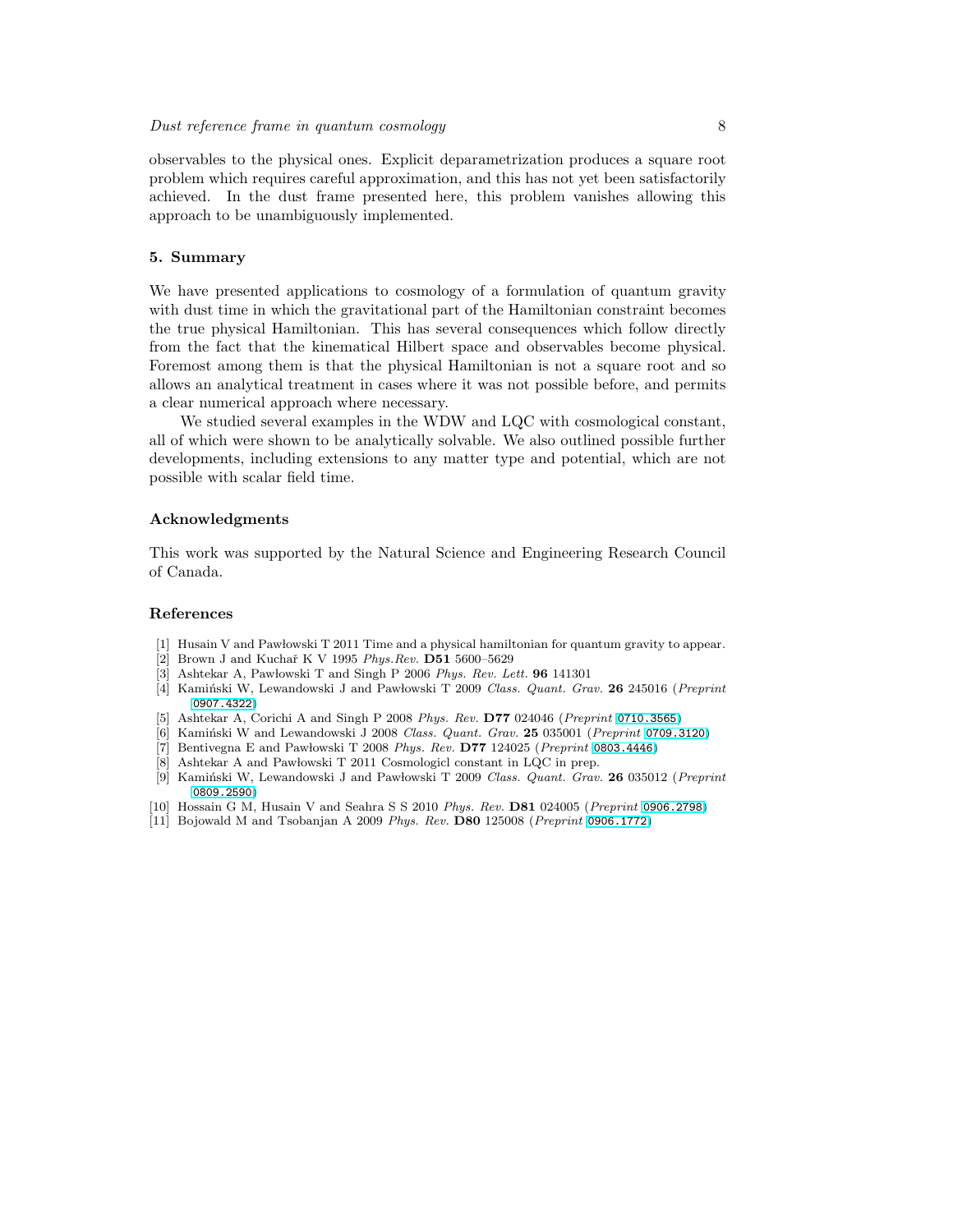observables to the physical ones. Explicit deparametrization produces a square root problem which requires careful approximation, and this has not yet been satisfactorily achieved. In the dust frame presented here, this problem vanishes allowing this approach to be unambiguously implemented.

## 5. Summary

We have presented applications to cosmology of a formulation of quantum gravity with dust time in which the gravitational part of the Hamiltonian constraint becomes the true physical Hamiltonian. This has several consequences which follow directly from the fact that the kinematical Hilbert space and observables become physical. Foremost among them is that the physical Hamiltonian is not a square root and so allows an analytical treatment in cases where it was not possible before, and permits a clear numerical approach where necessary.

We studied several examples in the WDW and LQC with cosmological constant, all of which were shown to be analytically solvable. We also outlined possible further developments, including extensions to any matter type and potential, which are not possible with scalar field time.

## Acknowledgments

This work was supported by the Natural Science and Engineering Research Council of Canada.

## References

[1] Husain V and Pawłowski T 2011 Time and a physical hamiltonian for quantum gravity to appear.

[2] Brown J and Kuchař K V 1995 *Phys.Rev.* **D51** 5600–5629

[3] Ashtekar A, Pawłowski T and Singh P 2006 *Phys. Rev. Lett.* **96** 141301

[4] Kamiński W, Lewandowski J and Pawłowski T 2009 *Class. Quant. Grav.* **26** 245016 (*Preprint* 0907.4322)

[5] Ashtekar A, Corichi A and Singh P 2008 *Phys. Rev.* **D77** 024046 (*Preprint* 0710.3565)

[6] Kamiński W and Lewandowski J 2008 *Class. Quant. Grav.* **25** 035001 (*Preprint* 0709.3120)

[7] Bentivegna E and Pawłowski T 2008 *Phys. Rev.* **D77** 124025 (*Preprint* 0803.4446)

[8] Ashtekar A and Pawłowski T 2011 Cosmologicl constant in LQC in prep.

[9] Kamiński W, Lewandowski J and Pawłowski T 2009 *Class. Quant. Grav.* **26** 035012 (*Preprint* 0809.2590)

[10] Hossain G M, Husain V and Seahra S S 2010 *Phys. Rev.* **D81** 024005 (*Preprint* 0906.2798)

[11] Bojowald M and Tsobanjan A 2009 *Phys. Rev.* **D80** 125008 (*Preprint* 0906.1772)